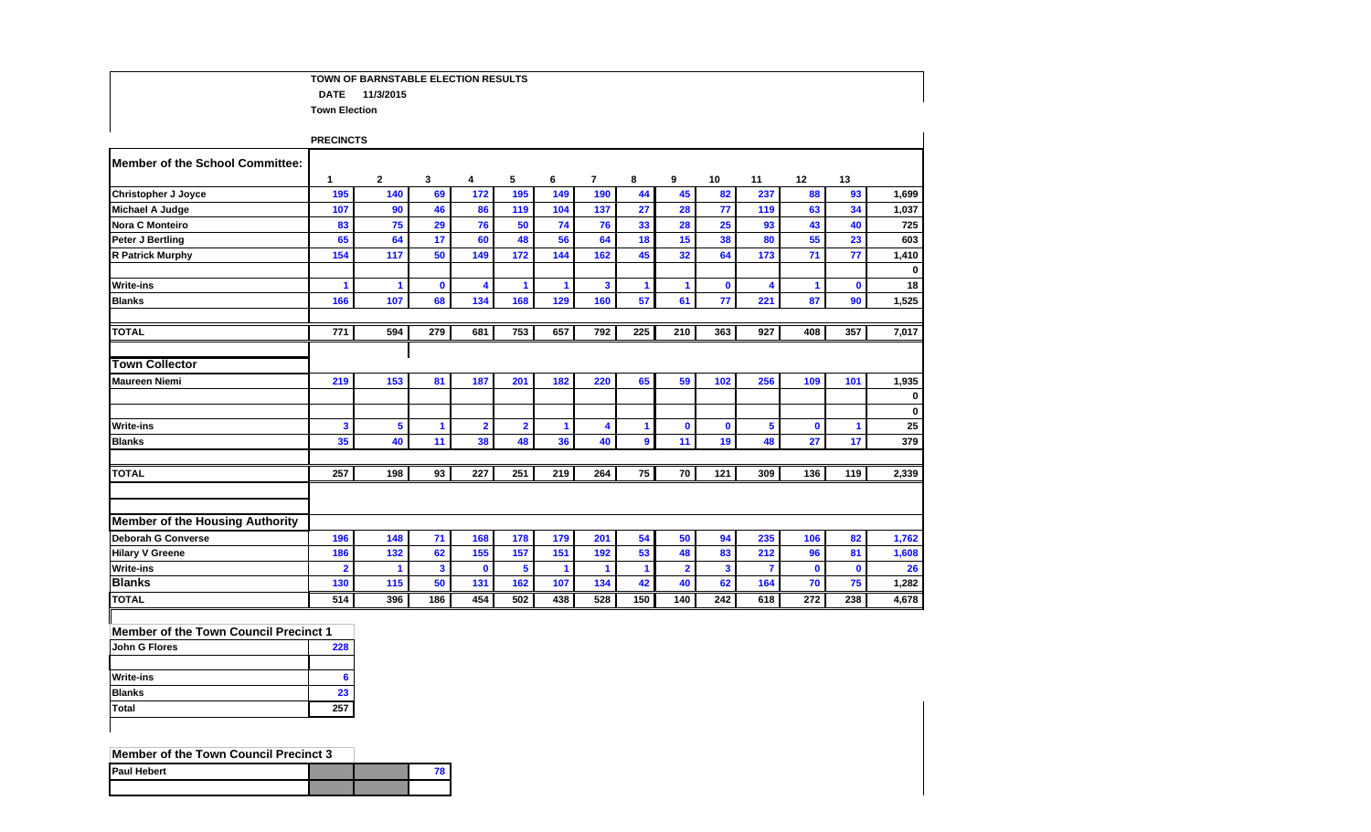**TOWN OF BARNSTABLE ELECTION RESULTS**

**DATE 11/3/2015**

**Town Election**

**PRECINCTS**

| Member of the School Committee: | 1 | 2 | 3 | 4 | 5 | 6 | 7 | 8 | 9 | 10 | 11 | 12 | 13 | |
|---|---|---|---|---|---|---|---|---|---|---|---|---|---|---|
| Christopher J Joyce | 195 | 140 | 69 | 172 | 195 | 149 | 190 | 44 | 45 | 82 | 237 | 88 | 93 | 1,699 |
| Michael A Judge | 107 | 90 | 46 | 86 | 119 | 104 | 137 | 27 | 28 | 77 | 119 | 63 | 34 | 1,037 |
| Nora C Monteiro | 83 | 75 | 29 | 76 | 50 | 74 | 76 | 33 | 28 | 25 | 93 | 43 | 40 | 725 |
| Peter J Bertling | 65 | 64 | 17 | 60 | 48 | 56 | 64 | 18 | 15 | 38 | 80 | 55 | 23 | 603 |
| R Patrick Murphy | 154 | 117 | 50 | 149 | 172 | 144 | 162 | 45 | 32 | 64 | 173 | 71 | 77 | 1,410 |
| | | | | | | | | | | | | | | 0 |
| Write-ins | 1 | 1 | 0 | 4 | 1 | 1 | 3 | 1 | 1 | 0 | 4 | 1 | 0 | 18 |
| Blanks | 166 | 107 | 68 | 134 | 168 | 129 | 160 | 57 | 61 | 77 | 221 | 87 | 90 | 1,525 |
| TOTAL | 771 | 594 | 279 | 681 | 753 | 657 | 792 | 225 | 210 | 363 | 927 | 408 | 357 | 7,017 |

| Town Collector | 1 | 2 | 3 | 4 | 5 | 6 | 7 | 8 | 9 | 10 | 11 | 12 | 13 | |
|---|---|---|---|---|---|---|---|---|---|---|---|---|---|---|
| Maureen Niemi | 219 | 153 | 81 | 187 | 201 | 182 | 220 | 65 | 59 | 102 | 256 | 109 | 101 | 1,935 |
| | | | | | | | | | | | | | | 0 |
| | | | | | | | | | | | | | | 0 |
| Write-ins | 3 | 5 | 1 | 2 | 2 | 1 | 4 | 1 | 0 | 0 | 5 | 0 | 1 | 25 |
| Blanks | 35 | 40 | 11 | 38 | 48 | 36 | 40 | 9 | 11 | 19 | 48 | 27 | 17 | 379 |
| TOTAL | 257 | 198 | 93 | 227 | 251 | 219 | 264 | 75 | 70 | 121 | 309 | 136 | 119 | 2,339 |

| Member of the Housing Authority | 1 | 2 | 3 | 4 | 5 | 6 | 7 | 8 | 9 | 10 | 11 | 12 | 13 | |
|---|---|---|---|---|---|---|---|---|---|---|---|---|---|---|
| Deborah G Converse | 196 | 148 | 71 | 168 | 178 | 179 | 201 | 54 | 50 | 94 | 235 | 106 | 82 | 1,762 |
| Hilary V Greene | 186 | 132 | 62 | 155 | 157 | 151 | 192 | 53 | 48 | 83 | 212 | 96 | 81 | 1,608 |
| Write-ins | 2 | 1 | 3 | 0 | 5 | 1 | 1 | 1 | 2 | 3 | 7 | 0 | 0 | 26 |
| Blanks | 130 | 115 | 50 | 131 | 162 | 107 | 134 | 42 | 40 | 62 | 164 | 70 | 75 | 1,282 |
| TOTAL | 514 | 396 | 186 | 454 | 502 | 438 | 528 | 150 | 140 | 242 | 618 | 272 | 238 | 4,678 |

| Member of the Town Council Precinct 1 | |
|---|---|
| John G Flores | 228 |
| | |
| Write-ins | 6 |
| Blanks | 23 |
| Total | 257 |

| Member of the Town Council Precinct 3 | | | |
|---|---|---|---|
| Paul Hebert | | | 78 |
| | | | |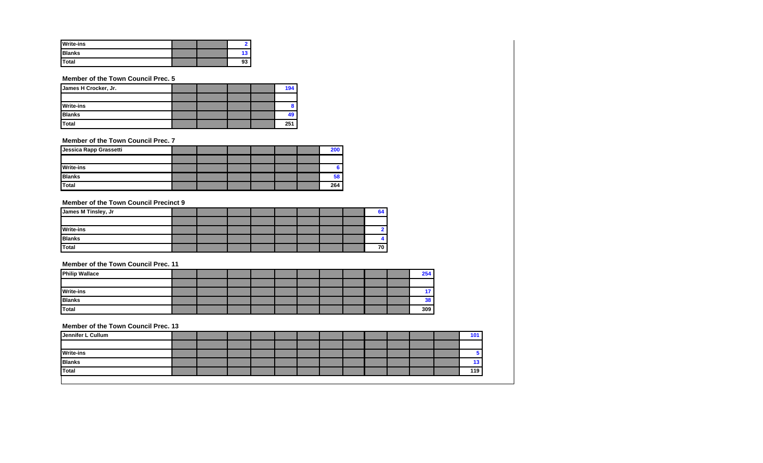| | | | |
|---|---|---|---|
| Write-ins | | | 2 |
| Blanks | | | 13 |
| Total | | | 93 |

### Member of the Town Council Prec. 5

| | | | | | |
|---|---|---|---|---|---|
| James H Crocker, Jr. | | | | | 194 |
| | | | | | |
| Write-ins | | | | | 8 |
| Blanks | | | | | 49 |
| Total | | | | | 251 |

### Member of the Town Council Prec. 7

| | | | | | | | |
|---|---|---|---|---|---|---|---|
| Jessica Rapp Grassetti | | | | | | | 200 |
| | | | | | | | |
| Write-ins | | | | | | | 6 |
| Blanks | | | | | | | 58 |
| Total | | | | | | | 264 |

### Member of the Town Council Precinct 9

| | | | | | | | | | |
|---|---|---|---|---|---|---|---|---|---|
| James M Tinsley, Jr | | | | | | | | | 64 |
| | | | | | | | | | |
| Write-ins | | | | | | | | | 2 |
| Blanks | | | | | | | | | 4 |
| Total | | | | | | | | | 70 |

### Member of the Town Council Prec. 11

| | | | | | | | | | | | |
|---|---|---|---|---|---|---|---|---|---|---|---|
| Philip Wallace | | | | | | | | | | | 254 |
| | | | | | | | | | | | |
| Write-ins | | | | | | | | | | | 17 |
| Blanks | | | | | | | | | | | 38 |
| Total | | | | | | | | | | | 309 |

### Member of the Town Council Prec. 13

| | | | | | | | | | | | | | |
|---|---|---|---|---|---|---|---|---|---|---|---|---|---|
| Jennifer L Cullum | | | | | | | | | | | | | 101 |
| | | | | | | | | | | | | | |
| Write-ins | | | | | | | | | | | | | 5 |
| Blanks | | | | | | | | | | | | | 13 |
| Total | | | | | | | | | | | | | 119 |